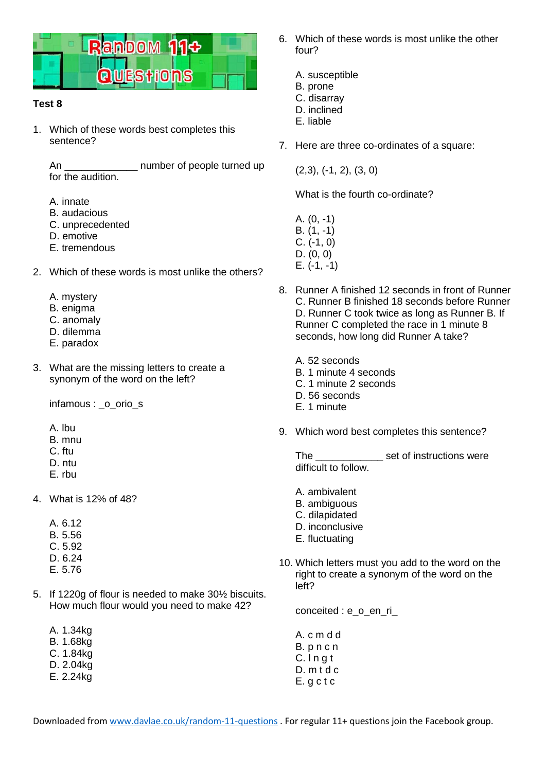**Random 11+ Questions**

**Test 8**

1. Which of these words best completes this sentence?

   An _____________ number of people turned up for the audition.

   A. innate
   B. audacious
   C. unprecedented
   D. emotive
   E. tremendous

2. Which of these words is most unlike the others?

   A. mystery
   B. enigma
   C. anomaly
   D. dilemma
   E. paradox

3. What are the missing letters to create a synonym of the word on the left?

   infamous : _o_orio_s

   A. lbu
   B. mnu
   C. ftu
   D. ntu
   E. rbu

4. What is 12% of 48?

   A. 6.12
   B. 5.56
   C. 5.92
   D. 6.24
   E. 5.76

5. If 1220g of flour is needed to make 30½ biscuits. How much flour would you need to make 42?

   A. 1.34kg
   B. 1.68kg
   C. 1.84kg
   D. 2.04kg
   E. 2.24kg

6. Which of these words is most unlike the other four?

   A. susceptible
   B. prone
   C. disarray
   D. inclined
   E. liable

7. Here are three co-ordinates of a square:

   (2,3), (-1, 2), (3, 0)

   What is the fourth co-ordinate?

   A. (0, -1)
   B. (1, -1)
   C. (-1, 0)
   D. (0, 0)
   E. (-1, -1)

8. Runner A finished 12 seconds in front of Runner C. Runner B finished 18 seconds before Runner D. Runner C took twice as long as Runner B. If Runner C completed the race in 1 minute 8 seconds, how long did Runner A take?

   A. 52 seconds
   B. 1 minute 4 seconds
   C. 1 minute 2 seconds
   D. 56 seconds
   E. 1 minute

9. Which word best completes this sentence?

   The ____________ set of instructions were difficult to follow.

   A. ambivalent
   B. ambiguous
   C. dilapidated
   D. inconclusive
   E. fluctuating

10. Which letters must you add to the word on the right to create a synonym of the word on the left?

    conceited : e_o_en_ri_

    A. c m d d
    B. p n c n
    C. l n g t
    D. m t d c
    E. g c t c

Downloaded from www.davlae.co.uk/random-11-questions . For regular 11+ questions join the Facebook group.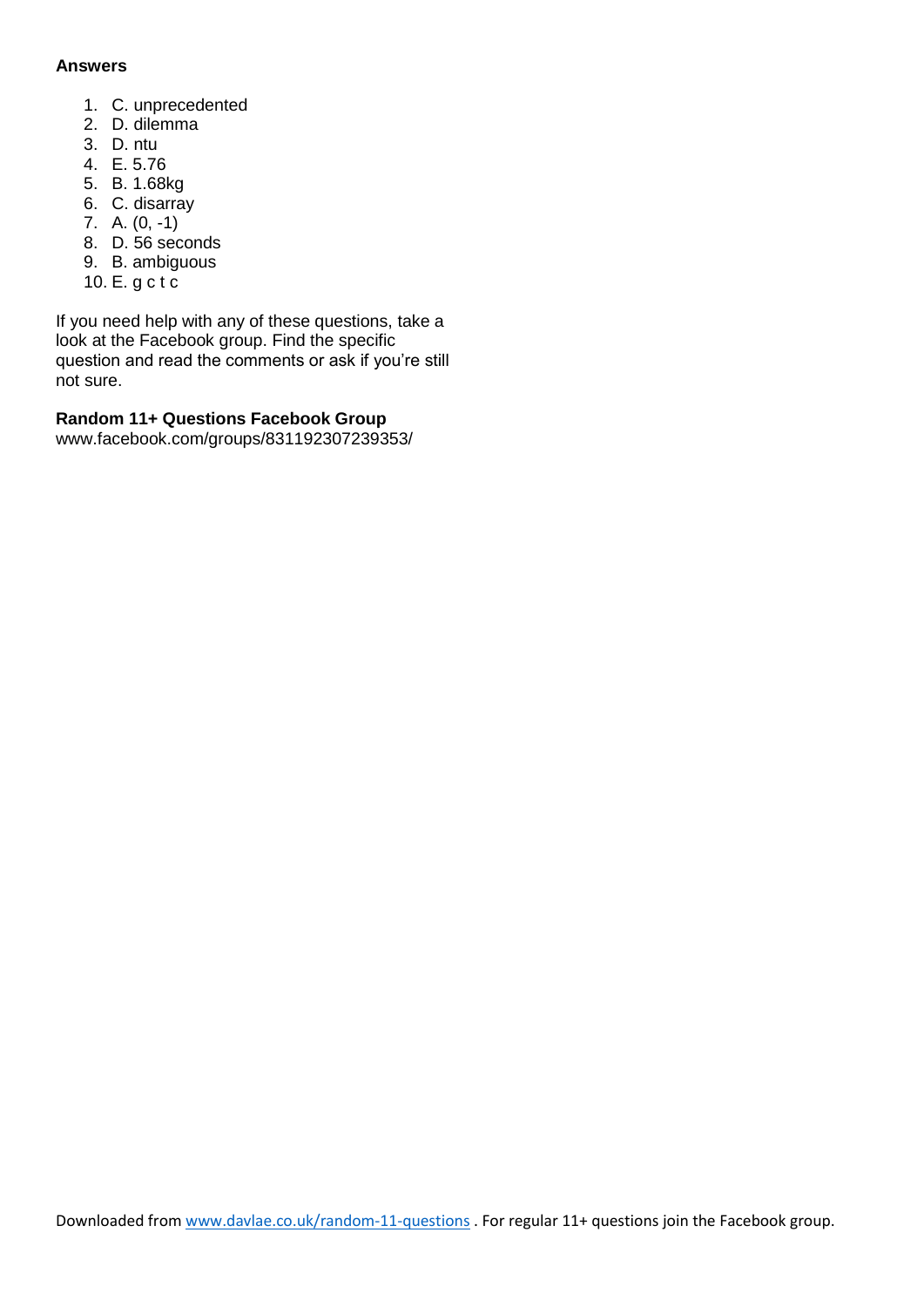**Answers**

1. C. unprecedented
2. D. dilemma
3. D. ntu
4. E. 5.76
5. B. 1.68kg
6. C. disarray
7. A. (0, -1)
8. D. 56 seconds
9. B. ambiguous
10. E. g c t c

If you need help with any of these questions, take a look at the Facebook group. Find the specific question and read the comments or ask if you're still not sure.

**Random 11+ Questions Facebook Group**
www.facebook.com/groups/831192307239353/

Downloaded from www.davlae.co.uk/random-11-questions . For regular 11+ questions join the Facebook group.